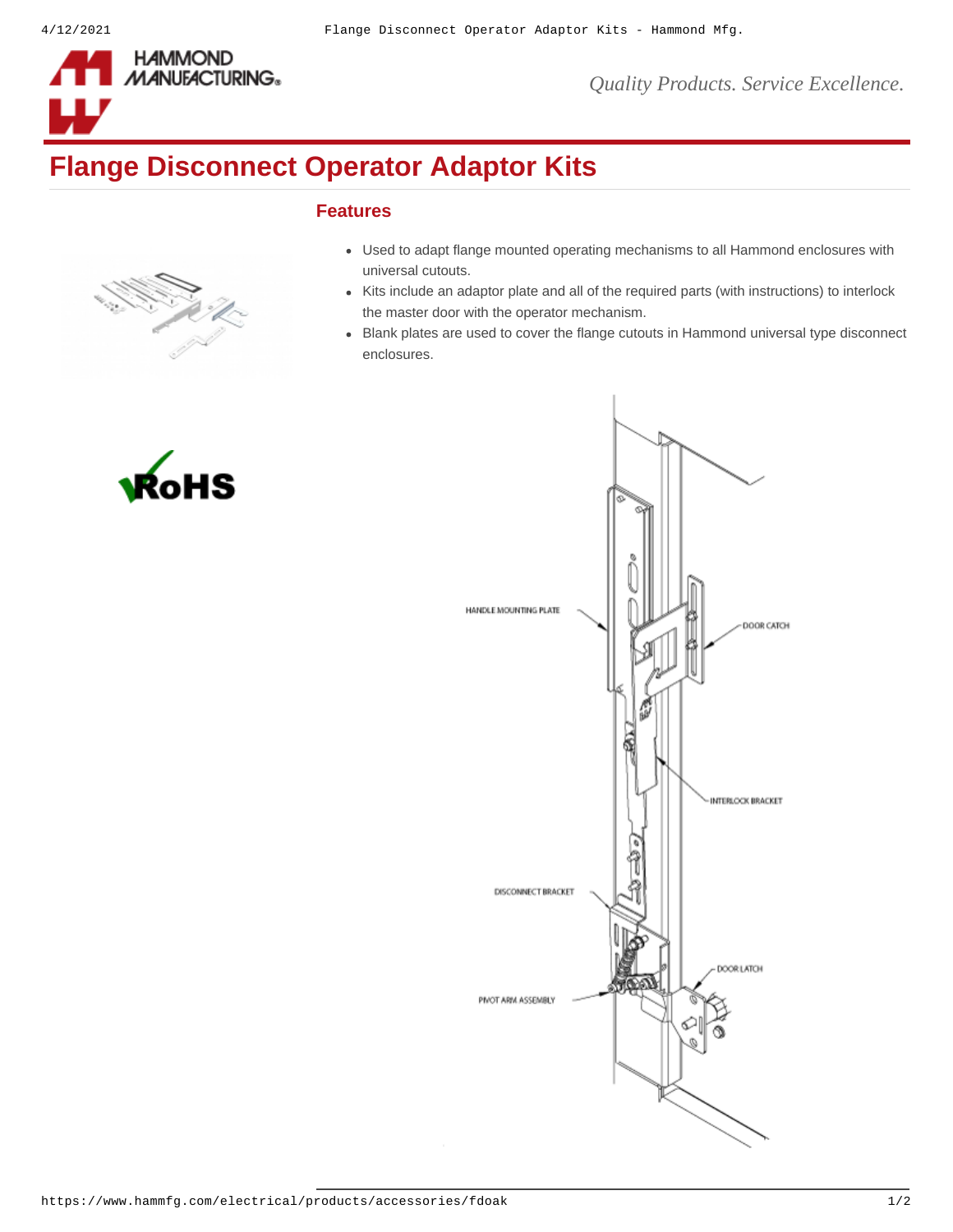# Flange Disconnect Operator Adaptor Kits

## Features

- Used to adapt flange mounted operating mechanisms to all Hammond enclosures with universal cutouts.
- Kits include an adaptor plate and all of the required parts (with instructions) to interlock the master door with the operator mechanism.
- Blank plates are used to cover the flange cutouts in Hammond universal type disconnect enclosures.

HANDLE MOUNTING PLATE

DOOR CATCH

INTERLOCK BRACKET

DISCONNECT BRACKET

DOOR LATCH

PIVOT ARM ASSEMBLY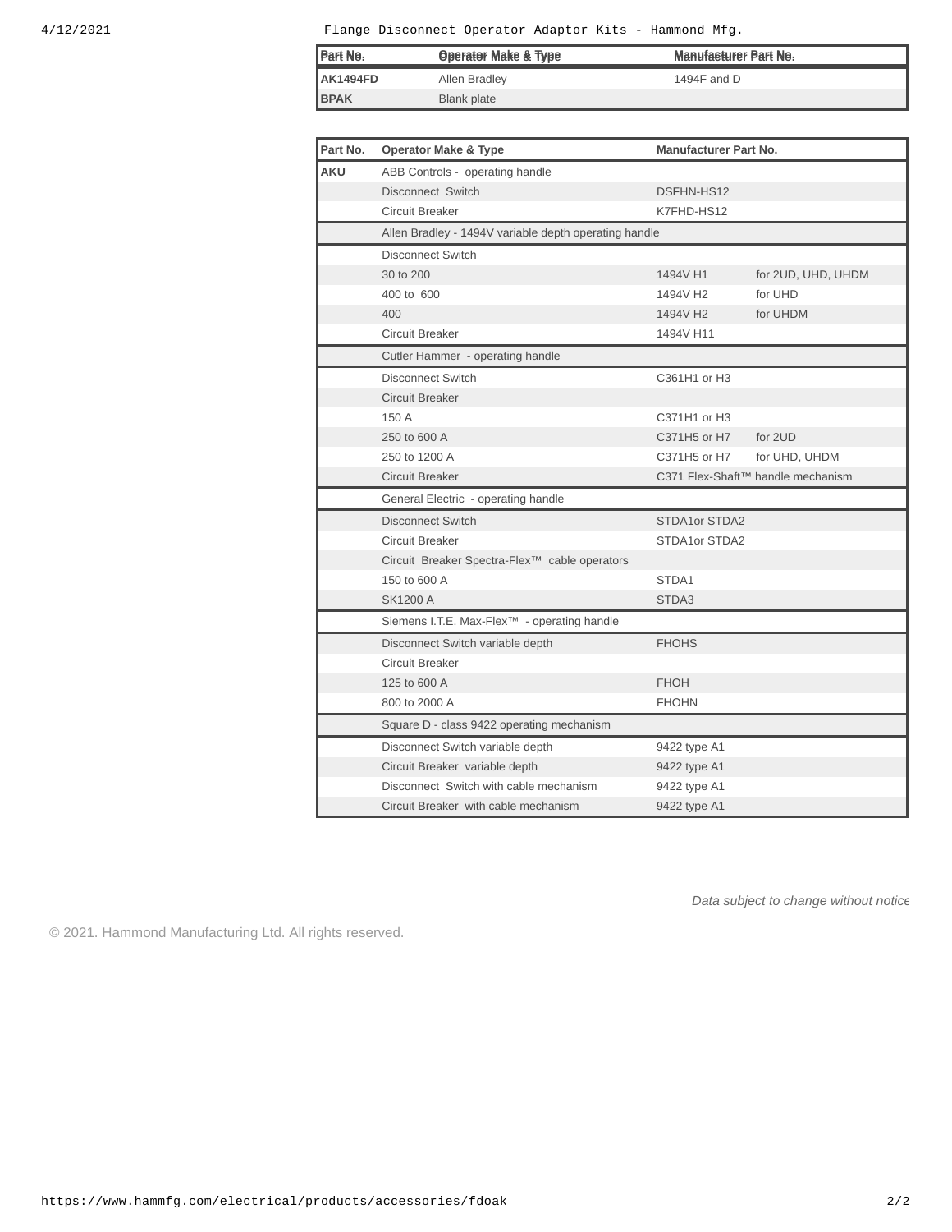| Part No. | Operator Make & Type | Manufacturer Part No. |
|---|---|---|
| **AK1494FD** | Allen Bradley | 1494F and D |
| **BPAK** | Blank plate | |

| Part No. | Operator Make & Type | Manufacturer Part No. | |
|---|---|---|---|
| **AKU** | ABB Controls - operating handle | | |
| | Disconnect Switch | DSFHN-HS12 | |
| | Circuit Breaker | K7FHD-HS12 | |
| | Allen Bradley - 1494V variable depth operating handle | | |
| | Disconnect Switch | | |
| | 30 to 200 | 1494V H1 | for 2UD, UHD, UHDM |
| | 400 to 600 | 1494V H2 | for UHD |
| | 400 | 1494V H2 | for UHDM |
| | Circuit Breaker | 1494V H11 | |
| | Cutler Hammer - operating handle | | |
| | Disconnect Switch | C361H1 or H3 | |
| | Circuit Breaker | | |
| | 150 A | C371H1 or H3 | |
| | 250 to 600 A | C371H5 or H7 | for 2UD |
| | 250 to 1200 A | C371H5 or H7 | for UHD, UHDM |
| | Circuit Breaker | C371 Flex-Shaft™ handle mechanism | |
| | General Electric - operating handle | | |
| | Disconnect Switch | STDA1or STDA2 | |
| | Circuit Breaker | STDA1or STDA2 | |
| | Circuit Breaker Spectra-Flex™ cable operators | | |
| | 150 to 600 A | STDA1 | |
| | SK1200 A | STDA3 | |
| | Siemens I.T.E. Max-Flex™ - operating handle | | |
| | Disconnect Switch variable depth | FHOHS | |
| | Circuit Breaker | | |
| | 125 to 600 A | FHOH | |
| | 800 to 2000 A | FHOHN | |
| | Square D - class 9422 operating mechanism | | |
| | Disconnect Switch variable depth | 9422 type A1 | |
| | Circuit Breaker variable depth | 9422 type A1 | |
| | Disconnect Switch with cable mechanism | 9422 type A1 | |
| | Circuit Breaker with cable mechanism | 9422 type A1 | |

*Data subject to change without notice*

© 2021. Hammond Manufacturing Ltd. All rights reserved.